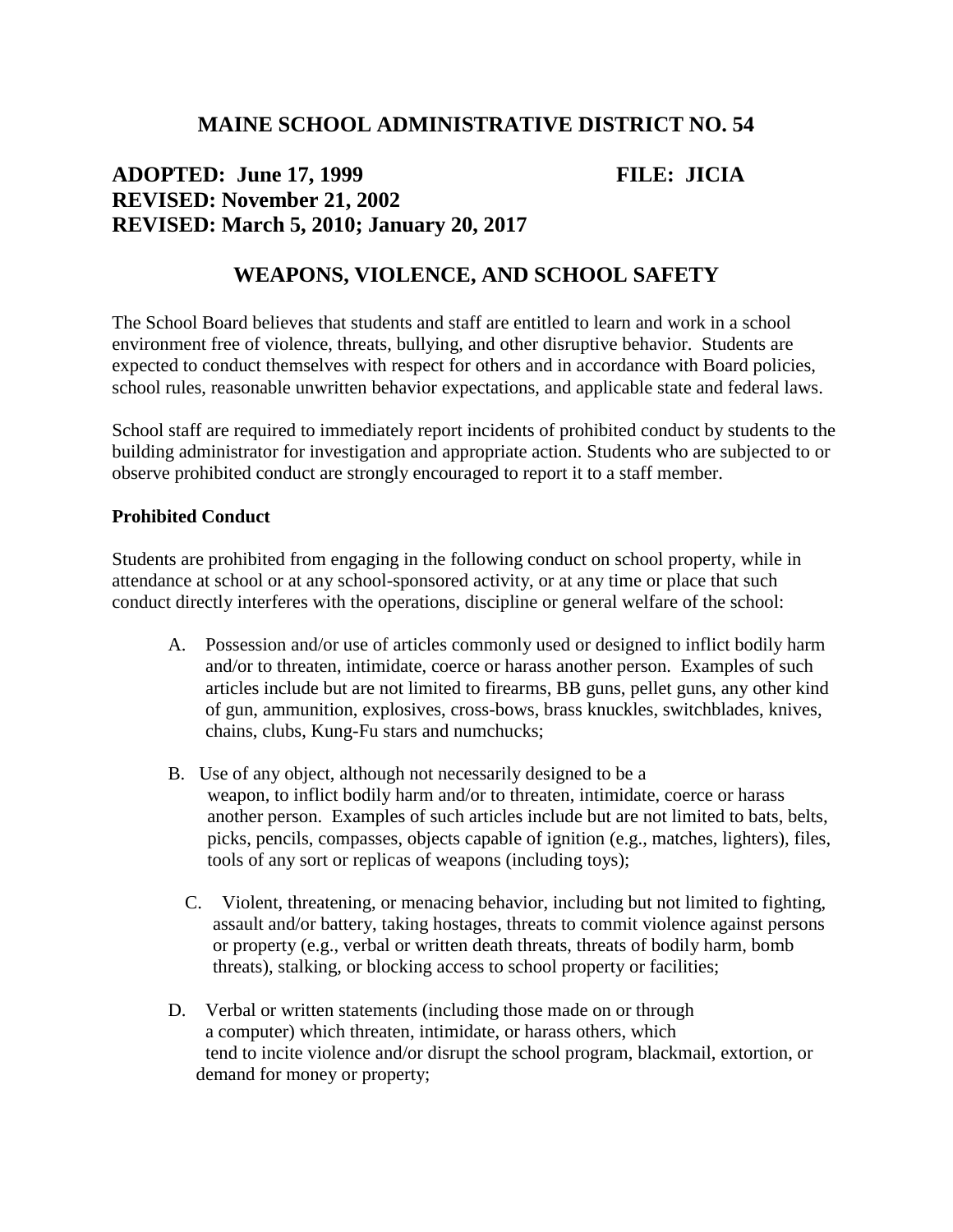# MAINE SCHOOL ADMINISTRATIVE DISTRICT NO. 54

**ADOPTED: June 17, 1999** **FILE: JICIA**
**REVISED: November 21, 2002**
**REVISED: March 5, 2010; January 20, 2017**

## WEAPONS, VIOLENCE, AND SCHOOL SAFETY

The School Board believes that students and staff are entitled to learn and work in a school environment free of violence, threats, bullying, and other disruptive behavior. Students are expected to conduct themselves with respect for others and in accordance with Board policies, school rules, reasonable unwritten behavior expectations, and applicable state and federal laws.

School staff are required to immediately report incidents of prohibited conduct by students to the building administrator for investigation and appropriate action. Students who are subjected to or observe prohibited conduct are strongly encouraged to report it to a staff member.

### Prohibited Conduct

Students are prohibited from engaging in the following conduct on school property, while in attendance at school or at any school-sponsored activity, or at any time or place that such conduct directly interferes with the operations, discipline or general welfare of the school:

A. Possession and/or use of articles commonly used or designed to inflict bodily harm and/or to threaten, intimidate, coerce or harass another person. Examples of such articles include but are not limited to firearms, BB guns, pellet guns, any other kind of gun, ammunition, explosives, cross-bows, brass knuckles, switchblades, knives, chains, clubs, Kung-Fu stars and numchucks;

B. Use of any object, although not necessarily designed to be a weapon, to inflict bodily harm and/or to threaten, intimidate, coerce or harass another person. Examples of such articles include but are not limited to bats, belts, picks, pencils, compasses, objects capable of ignition (e.g., matches, lighters), files, tools of any sort or replicas of weapons (including toys);

C. Violent, threatening, or menacing behavior, including but not limited to fighting, assault and/or battery, taking hostages, threats to commit violence against persons or property (e.g., verbal or written death threats, threats of bodily harm, bomb threats), stalking, or blocking access to school property or facilities;

D. Verbal or written statements (including those made on or through a computer) which threaten, intimidate, or harass others, which tend to incite violence and/or disrupt the school program, blackmail, extortion, or demand for money or property;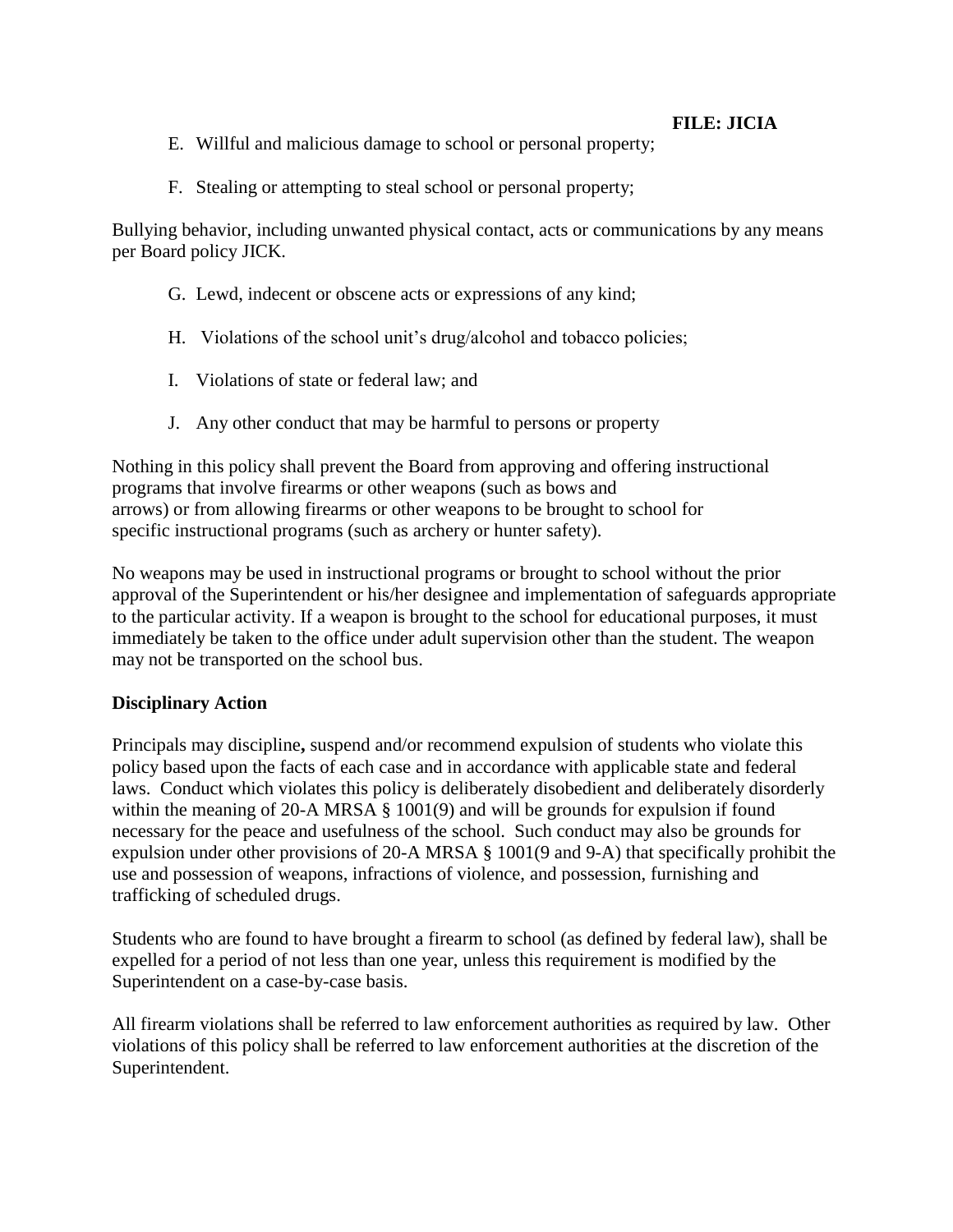E. Willful and malicious damage to school or personal property;

F. Stealing or attempting to steal school or personal property;

Bullying behavior, including unwanted physical contact, acts or communications by any means per Board policy JICK.

G. Lewd, indecent or obscene acts or expressions of any kind;

H. Violations of the school unit's drug/alcohol and tobacco policies;

I. Violations of state or federal law; and

J. Any other conduct that may be harmful to persons or property

Nothing in this policy shall prevent the Board from approving and offering instructional programs that involve firearms or other weapons (such as bows and arrows) or from allowing firearms or other weapons to be brought to school for specific instructional programs (such as archery or hunter safety).

No weapons may be used in instructional programs or brought to school without the prior approval of the Superintendent or his/her designee and implementation of safeguards appropriate to the particular activity. If a weapon is brought to the school for educational purposes, it must immediately be taken to the office under adult supervision other than the student. The weapon may not be transported on the school bus.

**Disciplinary Action**

Principals may discipline**,** suspend and/or recommend expulsion of students who violate this policy based upon the facts of each case and in accordance with applicable state and federal laws. Conduct which violates this policy is deliberately disobedient and deliberately disorderly within the meaning of 20-A MRSA § 1001(9) and will be grounds for expulsion if found necessary for the peace and usefulness of the school. Such conduct may also be grounds for expulsion under other provisions of 20-A MRSA § 1001(9 and 9-A) that specifically prohibit the use and possession of weapons, infractions of violence, and possession, furnishing and trafficking of scheduled drugs.

Students who are found to have brought a firearm to school (as defined by federal law), shall be expelled for a period of not less than one year, unless this requirement is modified by the Superintendent on a case-by-case basis.

All firearm violations shall be referred to law enforcement authorities as required by law. Other violations of this policy shall be referred to law enforcement authorities at the discretion of the Superintendent.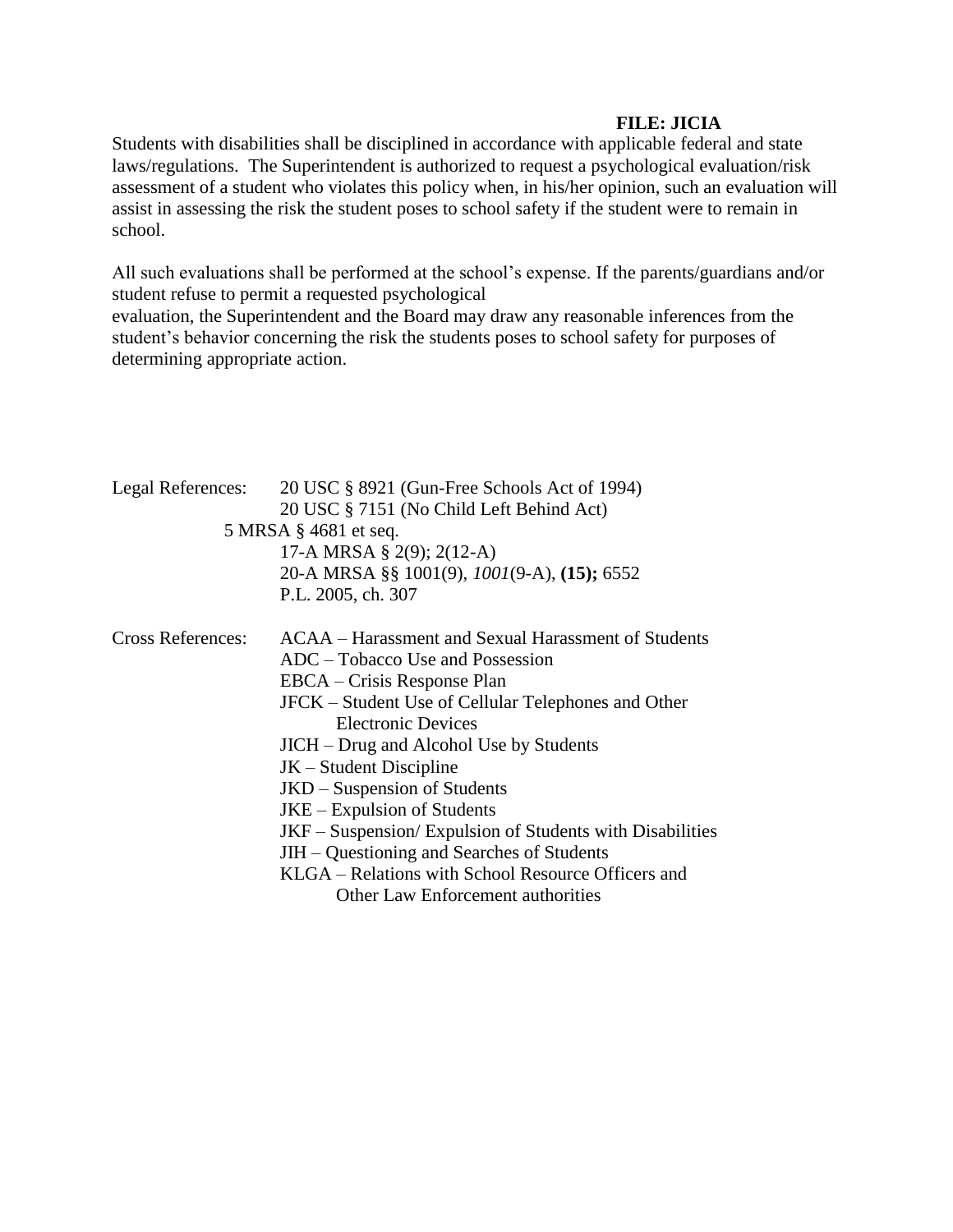**FILE: JICIA**

Students with disabilities shall be disciplined in accordance with applicable federal and state laws/regulations. The Superintendent is authorized to request a psychological evaluation/risk assessment of a student who violates this policy when, in his/her opinion, such an evaluation will assist in assessing the risk the student poses to school safety if the student were to remain in school.

All such evaluations shall be performed at the school's expense. If the parents/guardians and/or student refuse to permit a requested psychological evaluation, the Superintendent and the Board may draw any reasonable inferences from the student's behavior concerning the risk the students poses to school safety for purposes of determining appropriate action.

Legal References:
- 20 USC § 8921 (Gun-Free Schools Act of 1994)
- 20 USC § 7151 (No Child Left Behind Act)
- 5 MRSA § 4681 et seq.
- 17-A MRSA § 2(9); 2(12-A)
- 20-A MRSA §§ 1001(9), *1001*(9-A), **(15);** 6552
- P.L. 2005, ch. 307

Cross References:
- ACAA – Harassment and Sexual Harassment of Students
- ADC – Tobacco Use and Possession
- EBCA – Crisis Response Plan
- JFCK – Student Use of Cellular Telephones and Other Electronic Devices
- JICH – Drug and Alcohol Use by Students
- JK – Student Discipline
- JKD – Suspension of Students
- JKE – Expulsion of Students
- JKF – Suspension/ Expulsion of Students with Disabilities
- JIH – Questioning and Searches of Students
- KLGA – Relations with School Resource Officers and Other Law Enforcement authorities